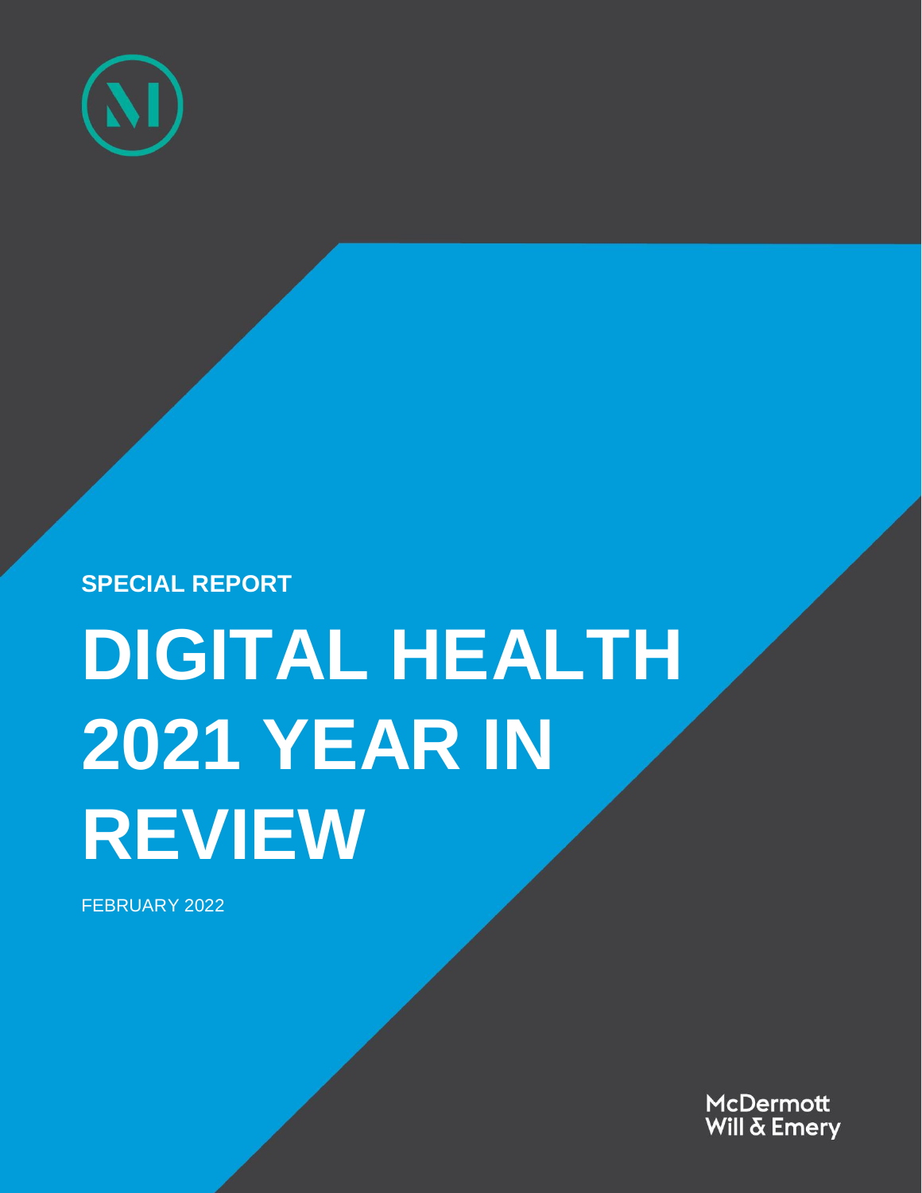SPECIAL REPORT

# DIGITAL HEALTH 2021 YEAR IN REVIEW

FEBRUARY 2022

McDermott Will & Emery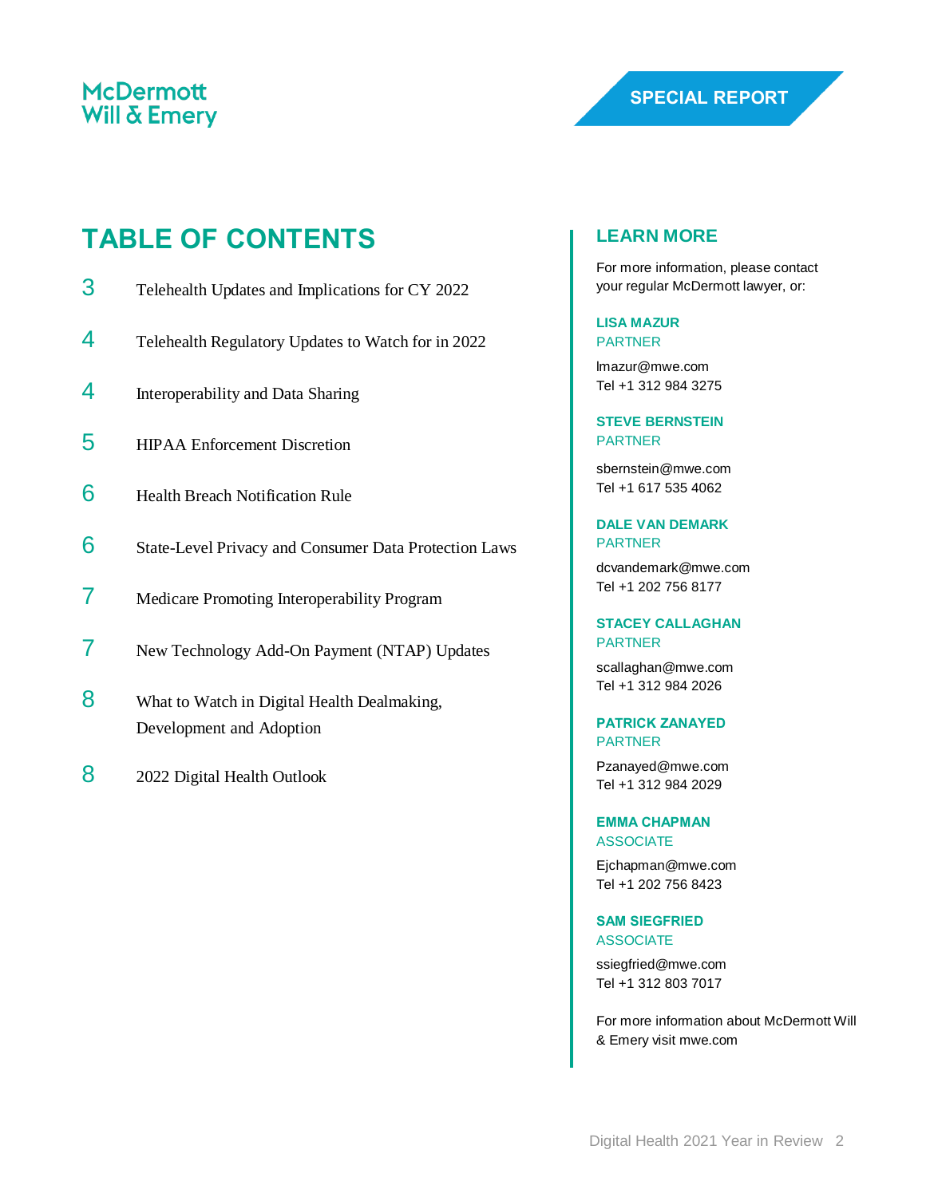McDermott Will & Emery

SPECIAL REPORT

# TABLE OF CONTENTS

| Page | Section |
|---|---|
| 3 | Telehealth Updates and Implications for CY 2022 |
| 4 | Telehealth Regulatory Updates to Watch for in 2022 |
| 4 | Interoperability and Data Sharing |
| 5 | HIPAA Enforcement Discretion |
| 6 | Health Breach Notification Rule |
| 6 | State-Level Privacy and Consumer Data Protection Laws |
| 7 | Medicare Promoting Interoperability Program |
| 7 | New Technology Add-On Payment (NTAP) Updates |
| 8 | What to Watch in Digital Health Dealmaking, Development and Adoption |
| 8 | 2022 Digital Health Outlook |

## LEARN MORE

For more information, please contact your regular McDermott lawyer, or:

**LISA MAZUR**
PARTNER
lmazur@mwe.com
Tel +1 312 984 3275

**STEVE BERNSTEIN**
PARTNER
sbernstein@mwe.com
Tel +1 617 535 4062

**DALE VAN DEMARK**
PARTNER
dcvandemark@mwe.com
Tel +1 202 756 8177

**STACEY CALLAGHAN**
PARTNER
scallaghan@mwe.com
Tel +1 312 984 2026

**PATRICK ZANAYED**
PARTNER
Pzanayed@mwe.com
Tel +1 312 984 2029

**EMMA CHAPMAN**
ASSOCIATE
Ejchapman@mwe.com
Tel +1 202 756 8423

**SAM SIEGFRIED**
ASSOCIATE
ssiegfried@mwe.com
Tel +1 312 803 7017

For more information about McDermott Will & Emery visit mwe.com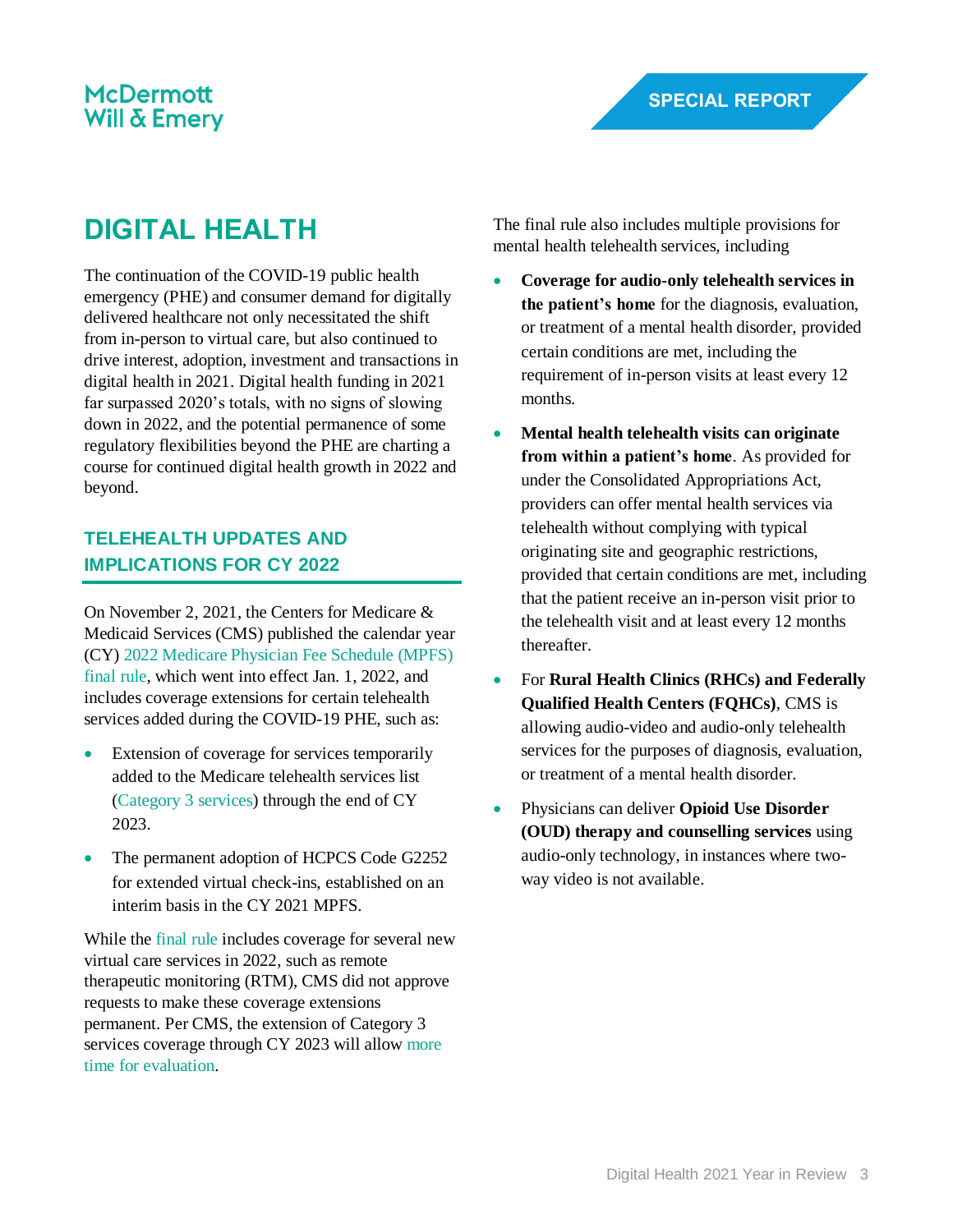# DIGITAL HEALTH

The continuation of the COVID-19 public health emergency (PHE) and consumer demand for digitally delivered healthcare not only necessitated the shift from in-person to virtual care, but also continued to drive interest, adoption, investment and transactions in digital health in 2021. Digital health funding in 2021 far surpassed 2020's totals, with no signs of slowing down in 2022, and the potential permanence of some regulatory flexibilities beyond the PHE are charting a course for continued digital health growth in 2022 and beyond.

## TELEHEALTH UPDATES AND IMPLICATIONS FOR CY 2022

On November 2, 2021, the Centers for Medicare & Medicaid Services (CMS) published the calendar year (CY) 2022 Medicare Physician Fee Schedule (MPFS) final rule, which went into effect Jan. 1, 2022, and includes coverage extensions for certain telehealth services added during the COVID-19 PHE, such as:

- Extension of coverage for services temporarily added to the Medicare telehealth services list (Category 3 services) through the end of CY 2023.
- The permanent adoption of HCPCS Code G2252 for extended virtual check-ins, established on an interim basis in the CY 2021 MPFS.

While the final rule includes coverage for several new virtual care services in 2022, such as remote therapeutic monitoring (RTM), CMS did not approve requests to make these coverage extensions permanent. Per CMS, the extension of Category 3 services coverage through CY 2023 will allow more time for evaluation.

The final rule also includes multiple provisions for mental health telehealth services, including

- **Coverage for audio-only telehealth services in the patient's home** for the diagnosis, evaluation, or treatment of a mental health disorder, provided certain conditions are met, including the requirement of in-person visits at least every 12 months.
- **Mental health telehealth visits can originate from within a patient's home**. As provided for under the Consolidated Appropriations Act, providers can offer mental health services via telehealth without complying with typical originating site and geographic restrictions, provided that certain conditions are met, including that the patient receive an in-person visit prior to the telehealth visit and at least every 12 months thereafter.
- For **Rural Health Clinics (RHCs) and Federally Qualified Health Centers (FQHCs)**, CMS is allowing audio-video and audio-only telehealth services for the purposes of diagnosis, evaluation, or treatment of a mental health disorder.
- Physicians can deliver **Opioid Use Disorder (OUD) therapy and counselling services** using audio-only technology, in instances where two-way video is not available.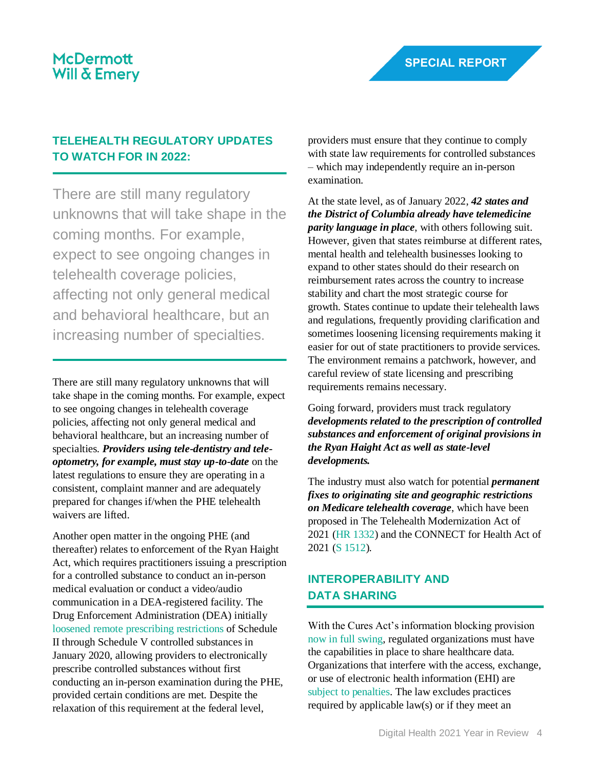## TELEHEALTH REGULATORY UPDATES TO WATCH FOR IN 2022:

There are still many regulatory unknowns that will take shape in the coming months. For example, expect to see ongoing changes in telehealth coverage policies, affecting not only general medical and behavioral healthcare, but an increasing number of specialties.

There are still many regulatory unknowns that will take shape in the coming months. For example, expect to see ongoing changes in telehealth coverage policies, affecting not only general medical and behavioral healthcare, but an increasing number of specialties. ***Providers using tele-dentistry and tele-optometry, for example, must stay up-to-date*** on the latest regulations to ensure they are operating in a consistent, complaint manner and are adequately prepared for changes if/when the PHE telehealth waivers are lifted.

Another open matter in the ongoing PHE (and thereafter) relates to enforcement of the Ryan Haight Act, which requires practitioners issuing a prescription for a controlled substance to conduct an in-person medical evaluation or conduct a video/audio communication in a DEA-registered facility. The Drug Enforcement Administration (DEA) initially loosened remote prescribing restrictions of Schedule II through Schedule V controlled substances in January 2020, allowing providers to electronically prescribe controlled substances without first conducting an in-person examination during the PHE, provided certain conditions are met. Despite the relaxation of this requirement at the federal level, providers must ensure that they continue to comply with state law requirements for controlled substances – which may independently require an in-person examination.

At the state level, as of January 2022, ***42 states and the District of Columbia already have telemedicine parity language in place***, with others following suit. However, given that states reimburse at different rates, mental health and telehealth businesses looking to expand to other states should do their research on reimbursement rates across the country to increase stability and chart the most strategic course for growth. States continue to update their telehealth laws and regulations, frequently providing clarification and sometimes loosening licensing requirements making it easier for out of state practitioners to provide services. The environment remains a patchwork, however, and careful review of state licensing and prescribing requirements remains necessary.

Going forward, providers must track regulatory ***developments related to the prescription of controlled substances and enforcement of original provisions in the Ryan Haight Act as well as state-level developments.***

The industry must also watch for potential ***permanent fixes to originating site and geographic restrictions on Medicare telehealth coverage***, which have been proposed in The Telehealth Modernization Act of 2021 (HR 1332) and the CONNECT for Health Act of 2021 (S 1512).

## INTEROPERABILITY AND DATA SHARING

With the Cures Act's information blocking provision now in full swing, regulated organizations must have the capabilities in place to share healthcare data. Organizations that interfere with the access, exchange, or use of electronic health information (EHI) are subject to penalties. The law excludes practices required by applicable law(s) or if they meet an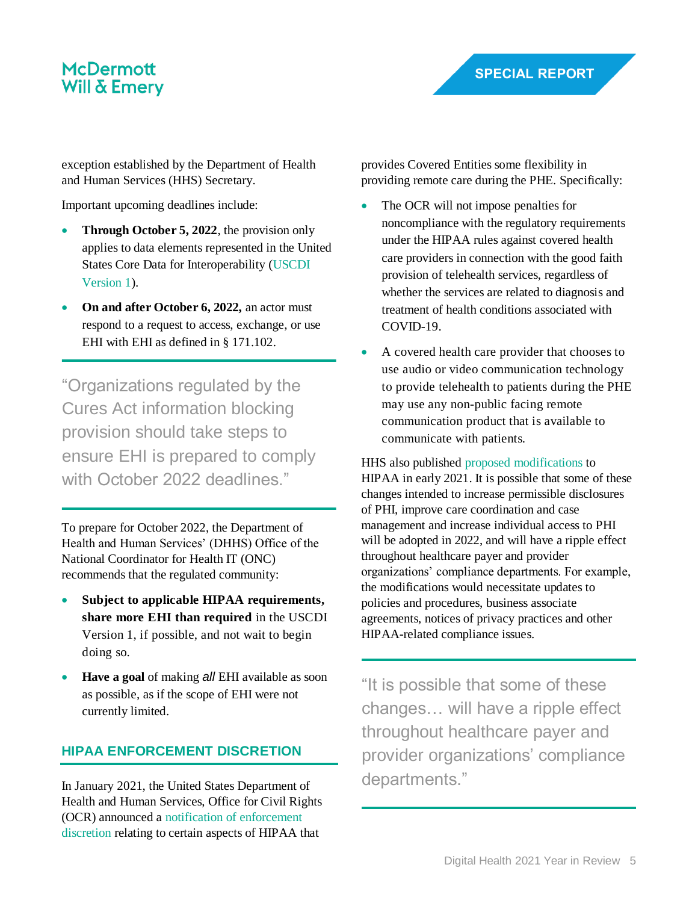exception established by the Department of Health and Human Services (HHS) Secretary.

Important upcoming deadlines include:

- **Through October 5, 2022**, the provision only applies to data elements represented in the United States Core Data for Interoperability (USCDI Version 1).
- **On and after October 6, 2022,** an actor must respond to a request to access, exchange, or use EHI with EHI as defined in § 171.102.

> "Organizations regulated by the Cures Act information blocking provision should take steps to ensure EHI is prepared to comply with October 2022 deadlines."

To prepare for October 2022, the Department of Health and Human Services' (DHHS) Office of the National Coordinator for Health IT (ONC) recommends that the regulated community:

- **Subject to applicable HIPAA requirements, share more EHI than required** in the USCDI Version 1, if possible, and not wait to begin doing so.
- **Have a goal** of making *all* EHI available as soon as possible, as if the scope of EHI were not currently limited.

## HIPAA ENFORCEMENT DISCRETION

In January 2021, the United States Department of Health and Human Services, Office for Civil Rights (OCR) announced a notification of enforcement discretion relating to certain aspects of HIPAA that provides Covered Entities some flexibility in providing remote care during the PHE. Specifically:

- The OCR will not impose penalties for noncompliance with the regulatory requirements under the HIPAA rules against covered health care providers in connection with the good faith provision of telehealth services, regardless of whether the services are related to diagnosis and treatment of health conditions associated with COVID-19.
- A covered health care provider that chooses to use audio or video communication technology to provide telehealth to patients during the PHE may use any non-public facing remote communication product that is available to communicate with patients.

HHS also published proposed modifications to HIPAA in early 2021. It is possible that some of these changes intended to increase permissible disclosures of PHI, improve care coordination and case management and increase individual access to PHI will be adopted in 2022, and will have a ripple effect throughout healthcare payer and provider organizations' compliance departments. For example, the modifications would necessitate updates to policies and procedures, business associate agreements, notices of privacy practices and other HIPAA-related compliance issues.

> "It is possible that some of these changes… will have a ripple effect throughout healthcare payer and provider organizations' compliance departments."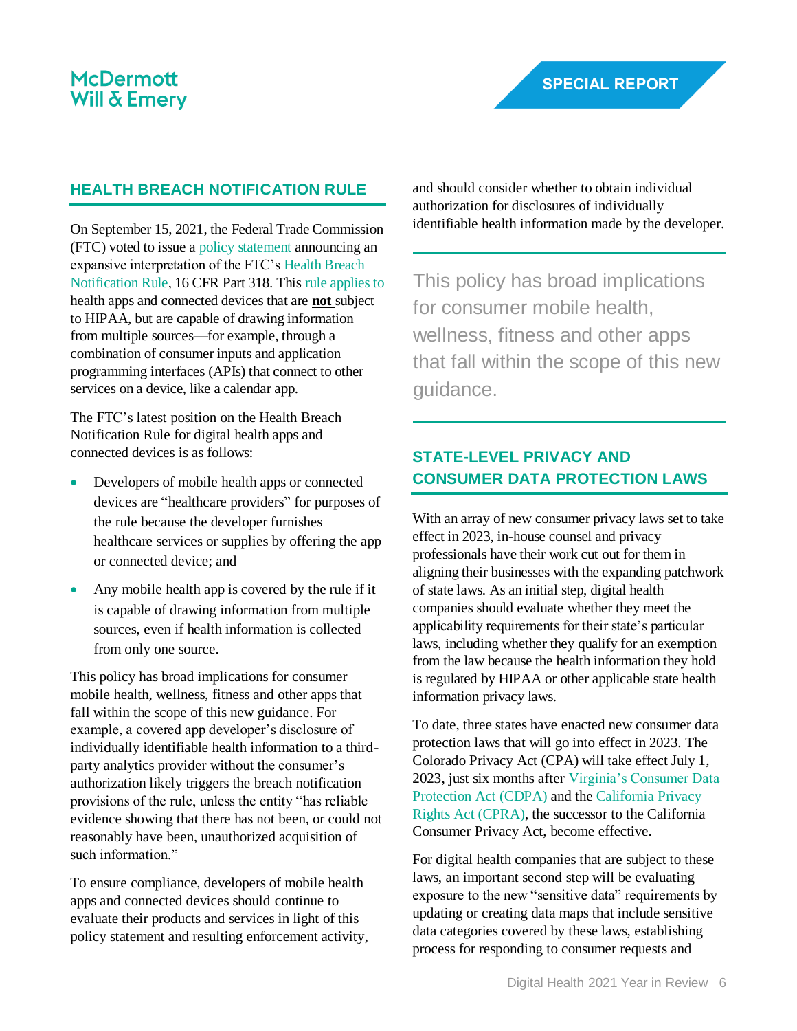## HEALTH BREACH NOTIFICATION RULE

On September 15, 2021, the Federal Trade Commission (FTC) voted to issue a policy statement announcing an expansive interpretation of the FTC's Health Breach Notification Rule, 16 CFR Part 318. This rule applies to health apps and connected devices that are **not** subject to HIPAA, but are capable of drawing information from multiple sources—for example, through a combination of consumer inputs and application programming interfaces (APIs) that connect to other services on a device, like a calendar app.

The FTC's latest position on the Health Breach Notification Rule for digital health apps and connected devices is as follows:

- Developers of mobile health apps or connected devices are "healthcare providers" for purposes of the rule because the developer furnishes healthcare services or supplies by offering the app or connected device; and
- Any mobile health app is covered by the rule if it is capable of drawing information from multiple sources, even if health information is collected from only one source.

This policy has broad implications for consumer mobile health, wellness, fitness and other apps that fall within the scope of this new guidance. For example, a covered app developer's disclosure of individually identifiable health information to a third-party analytics provider without the consumer's authorization likely triggers the breach notification provisions of the rule, unless the entity "has reliable evidence showing that there has not been, or could not reasonably have been, unauthorized acquisition of such information."

To ensure compliance, developers of mobile health apps and connected devices should continue to evaluate their products and services in light of this policy statement and resulting enforcement activity, and should consider whether to obtain individual authorization for disclosures of individually identifiable health information made by the developer.

> This policy has broad implications for consumer mobile health, wellness, fitness and other apps that fall within the scope of this new guidance.

## STATE-LEVEL PRIVACY AND CONSUMER DATA PROTECTION LAWS

With an array of new consumer privacy laws set to take effect in 2023, in-house counsel and privacy professionals have their work cut out for them in aligning their businesses with the expanding patchwork of state laws. As an initial step, digital health companies should evaluate whether they meet the applicability requirements for their state's particular laws, including whether they qualify for an exemption from the law because the health information they hold is regulated by HIPAA or other applicable state health information privacy laws.

To date, three states have enacted new consumer data protection laws that will go into effect in 2023. The Colorado Privacy Act (CPA) will take effect July 1, 2023, just six months after Virginia's Consumer Data Protection Act (CDPA) and the California Privacy Rights Act (CPRA), the successor to the California Consumer Privacy Act, become effective.

For digital health companies that are subject to these laws, an important second step will be evaluating exposure to the new "sensitive data" requirements by updating or creating data maps that include sensitive data categories covered by these laws, establishing process for responding to consumer requests and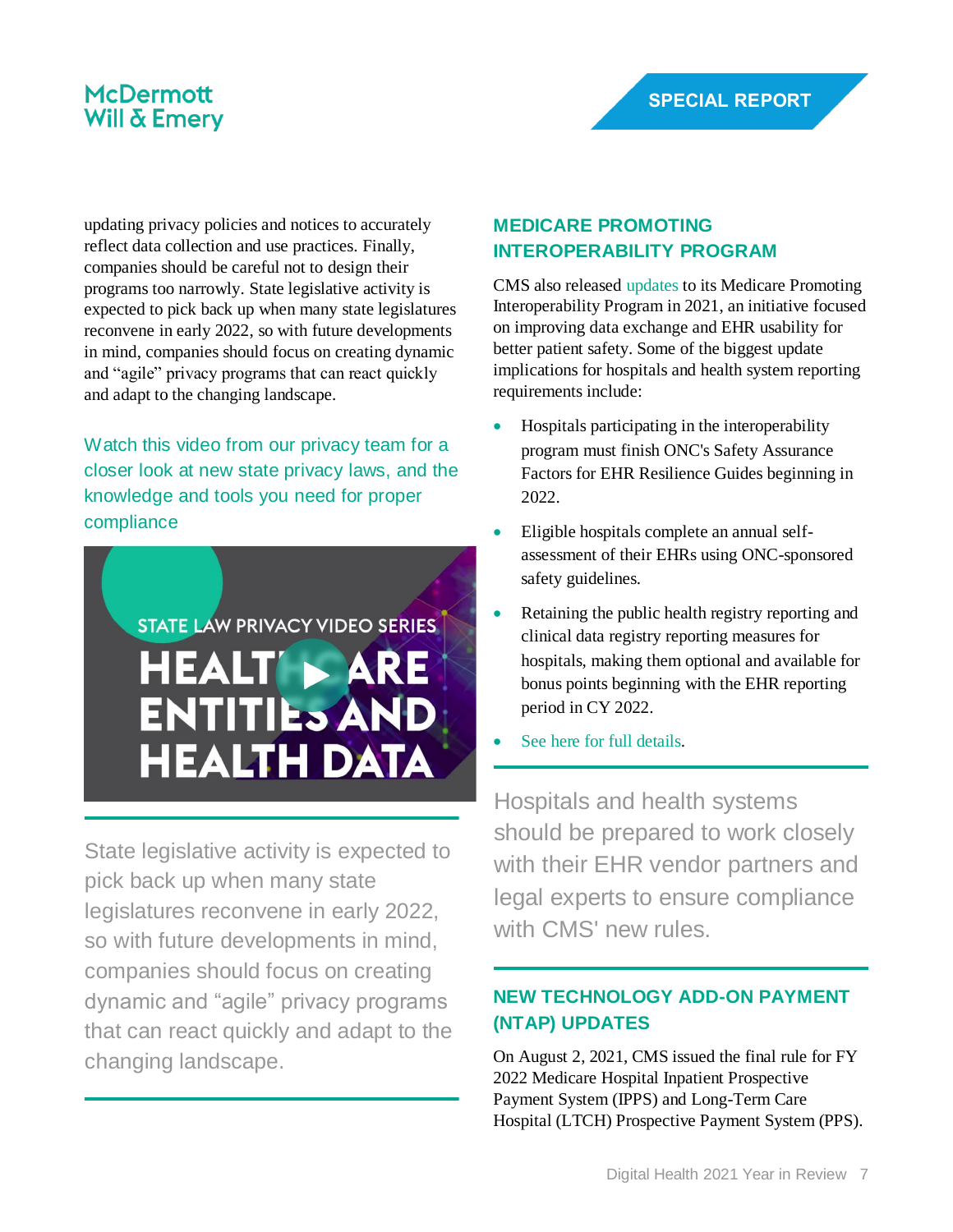updating privacy policies and notices to accurately reflect data collection and use practices. Finally, companies should be careful not to design their programs too narrowly. State legislative activity is expected to pick back up when many state legislatures reconvene in early 2022, so with future developments in mind, companies should focus on creating dynamic and "agile" privacy programs that can react quickly and adapt to the changing landscape.

Watch this video from our privacy team for a closer look at new state privacy laws, and the knowledge and tools you need for proper compliance

STATE LAW PRIVACY VIDEO SERIES
HEALTHCARE ENTITIES AND HEALTH DATA

State legislative activity is expected to pick back up when many state legislatures reconvene in early 2022, so with future developments in mind, companies should focus on creating dynamic and "agile" privacy programs that can react quickly and adapt to the changing landscape.

## MEDICARE PROMOTING INTEROPERABILITY PROGRAM

CMS also released updates to its Medicare Promoting Interoperability Program in 2021, an initiative focused on improving data exchange and EHR usability for better patient safety. Some of the biggest update implications for hospitals and health system reporting requirements include:

- Hospitals participating in the interoperability program must finish ONC's Safety Assurance Factors for EHR Resilience Guides beginning in 2022.
- Eligible hospitals complete an annual self-assessment of their EHRs using ONC-sponsored safety guidelines.
- Retaining the public health registry reporting and clinical data registry reporting measures for hospitals, making them optional and available for bonus points beginning with the EHR reporting period in CY 2022.
- See here for full details.

Hospitals and health systems should be prepared to work closely with their EHR vendor partners and legal experts to ensure compliance with CMS' new rules.

## NEW TECHNOLOGY ADD-ON PAYMENT (NTAP) UPDATES

On August 2, 2021, CMS issued the final rule for FY 2022 Medicare Hospital Inpatient Prospective Payment System (IPPS) and Long-Term Care Hospital (LTCH) Prospective Payment System (PPS).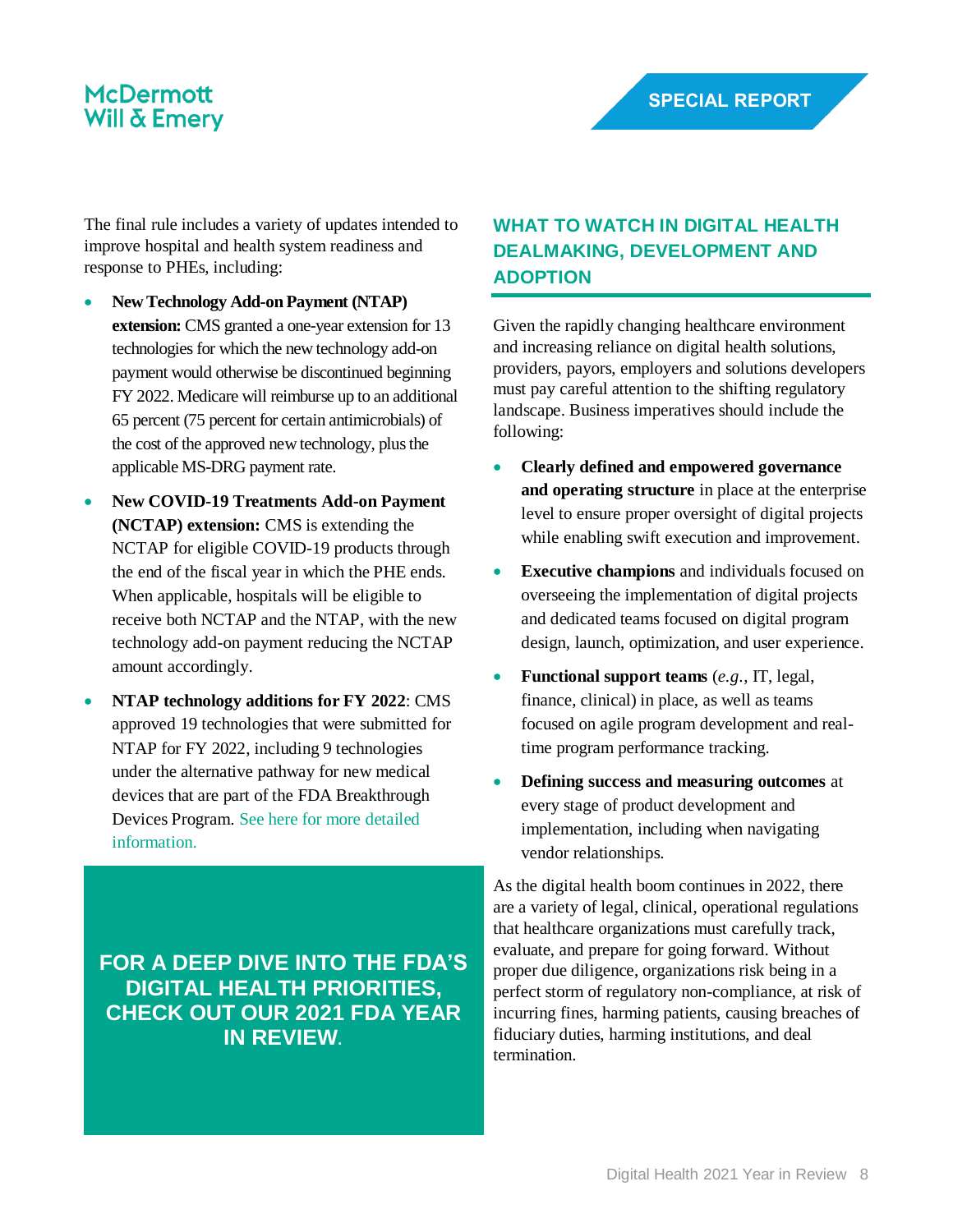The final rule includes a variety of updates intended to improve hospital and health system readiness and response to PHEs, including:

- **New Technology Add-on Payment (NTAP) extension:** CMS granted a one-year extension for 13 technologies for which the new technology add-on payment would otherwise be discontinued beginning FY 2022. Medicare will reimburse up to an additional 65 percent (75 percent for certain antimicrobials) of the cost of the approved new technology, plus the applicable MS-DRG payment rate.
- **New COVID-19 Treatments Add-on Payment (NCTAP) extension:** CMS is extending the NCTAP for eligible COVID-19 products through the end of the fiscal year in which the PHE ends. When applicable, hospitals will be eligible to receive both NCTAP and the NTAP, with the new technology add-on payment reducing the NCTAP amount accordingly.
- **NTAP technology additions for FY 2022**: CMS approved 19 technologies that were submitted for NTAP for FY 2022, including 9 technologies under the alternative pathway for new medical devices that are part of the FDA Breakthrough Devices Program. See here for more detailed information.

**FOR A DEEP DIVE INTO THE FDA'S DIGITAL HEALTH PRIORITIES, CHECK OUT OUR 2021 FDA YEAR IN REVIEW.**

## WHAT TO WATCH IN DIGITAL HEALTH DEALMAKING, DEVELOPMENT AND ADOPTION

Given the rapidly changing healthcare environment and increasing reliance on digital health solutions, providers, payors, employers and solutions developers must pay careful attention to the shifting regulatory landscape. Business imperatives should include the following:

- **Clearly defined and empowered governance and operating structure** in place at the enterprise level to ensure proper oversight of digital projects while enabling swift execution and improvement.
- **Executive champions** and individuals focused on overseeing the implementation of digital projects and dedicated teams focused on digital program design, launch, optimization, and user experience.
- **Functional support teams** (*e.g.*, IT, legal, finance, clinical) in place, as well as teams focused on agile program development and real-time program performance tracking.
- **Defining success and measuring outcomes** at every stage of product development and implementation, including when navigating vendor relationships.

As the digital health boom continues in 2022, there are a variety of legal, clinical, operational regulations that healthcare organizations must carefully track, evaluate, and prepare for going forward. Without proper due diligence, organizations risk being in a perfect storm of regulatory non-compliance, at risk of incurring fines, harming patients, causing breaches of fiduciary duties, harming institutions, and deal termination.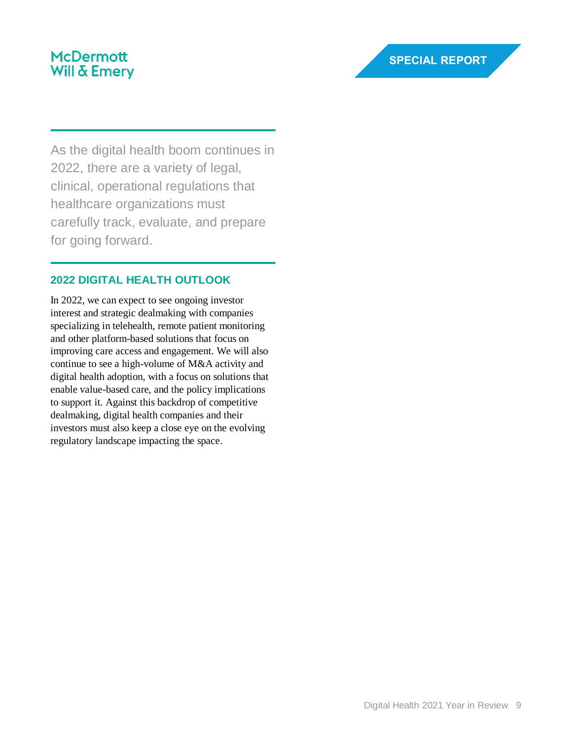McDermott
Will & Emery

SPECIAL REPORT

As the digital health boom continues in 2022, there are a variety of legal, clinical, operational regulations that healthcare organizations must carefully track, evaluate, and prepare for going forward.

## 2022 DIGITAL HEALTH OUTLOOK

In 2022, we can expect to see ongoing investor interest and strategic dealmaking with companies specializing in telehealth, remote patient monitoring and other platform-based solutions that focus on improving care access and engagement. We will also continue to see a high-volume of M&A activity and digital health adoption, with a focus on solutions that enable value-based care, and the policy implications to support it. Against this backdrop of competitive dealmaking, digital health companies and their investors must also keep a close eye on the evolving regulatory landscape impacting the space.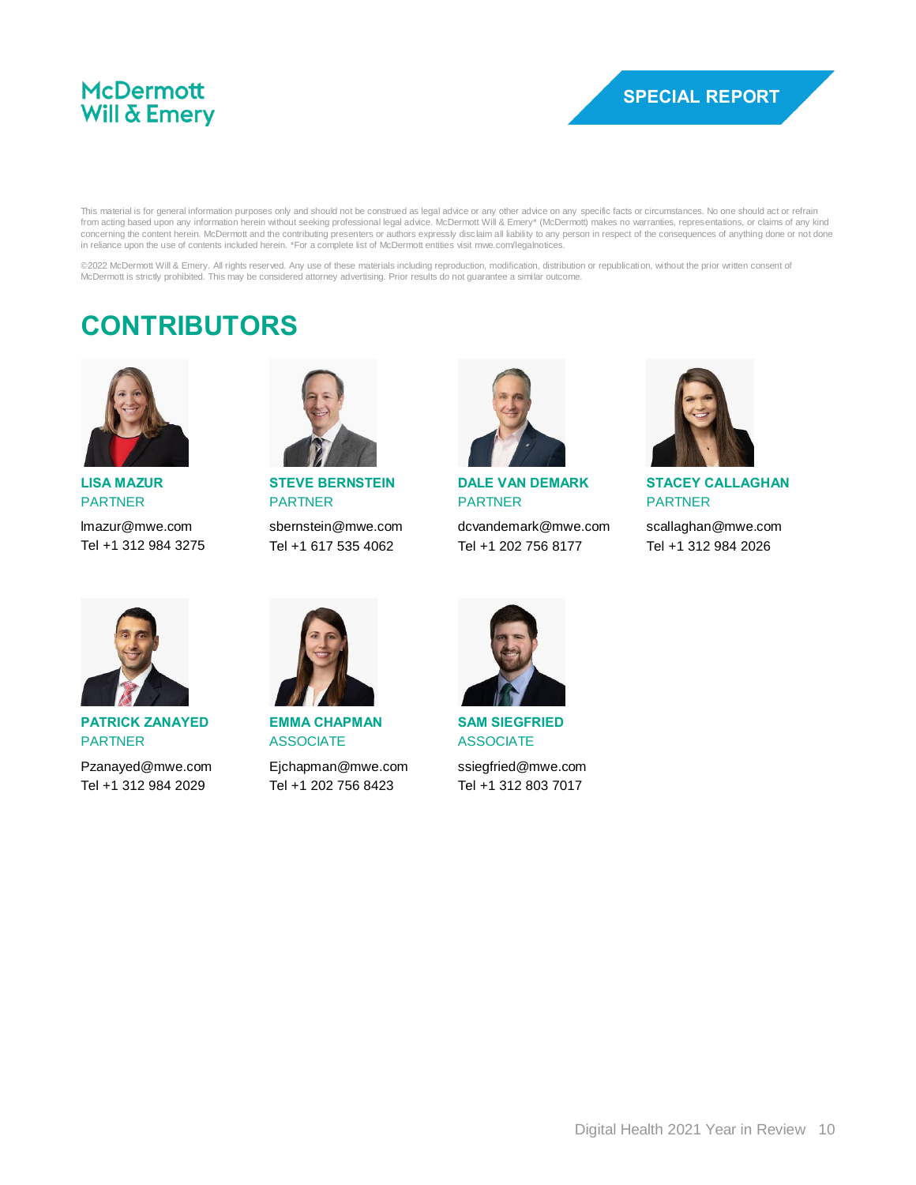McDermott
Will & Emery

SPECIAL REPORT

This material is for general information purposes only and should not be construed as legal advice or any other advice on any specific facts or circumstances. No one should act or refrain from acting based upon any information herein without seeking professional legal advice. McDermott Will & Emery* (McDermott) makes no warranties, representations, or claims of any kind concerning the content herein. McDermott and the contributing presenters or authors expressly disclaim all liability to any person in respect of the consequences of anything done or not done in reliance upon the use of contents included herein. *For a complete list of McDermott entities visit mwe.com/legalnotices.

©2022 McDermott Will & Emery. All rights reserved. Any use of these materials including reproduction, modification, distribution or republication, without the prior written consent of McDermott is strictly prohibited. This may be considered attorney advertising. Prior results do not guarantee a similar outcome.

# CONTRIBUTORS

**LISA MAZUR**
PARTNER
lmazur@mwe.com
Tel +1 312 984 3275

**STEVE BERNSTEIN**
PARTNER
sbernstein@mwe.com
Tel +1 617 535 4062

**DALE VAN DEMARK**
PARTNER
dcvandemark@mwe.com
Tel +1 202 756 8177

**STACEY CALLAGHAN**
PARTNER
scallaghan@mwe.com
Tel +1 312 984 2026

**PATRICK ZANAYED**
PARTNER
Pzanayed@mwe.com
Tel +1 312 984 2029

**EMMA CHAPMAN**
ASSOCIATE
Ejchapman@mwe.com
Tel +1 202 756 8423

**SAM SIEGFRIED**
ASSOCIATE
ssiegfried@mwe.com
Tel +1 312 803 7017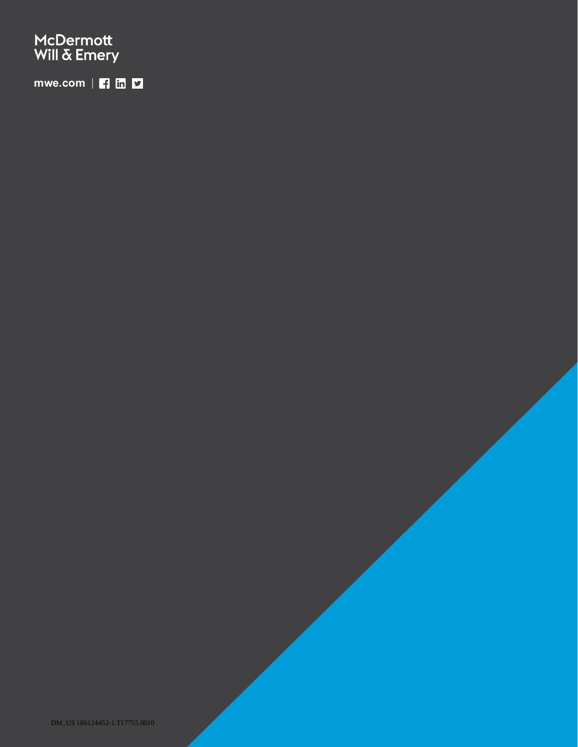McDermott
Will & Emery

mwe.com |

DM_US 186124452-1.T17755.0010